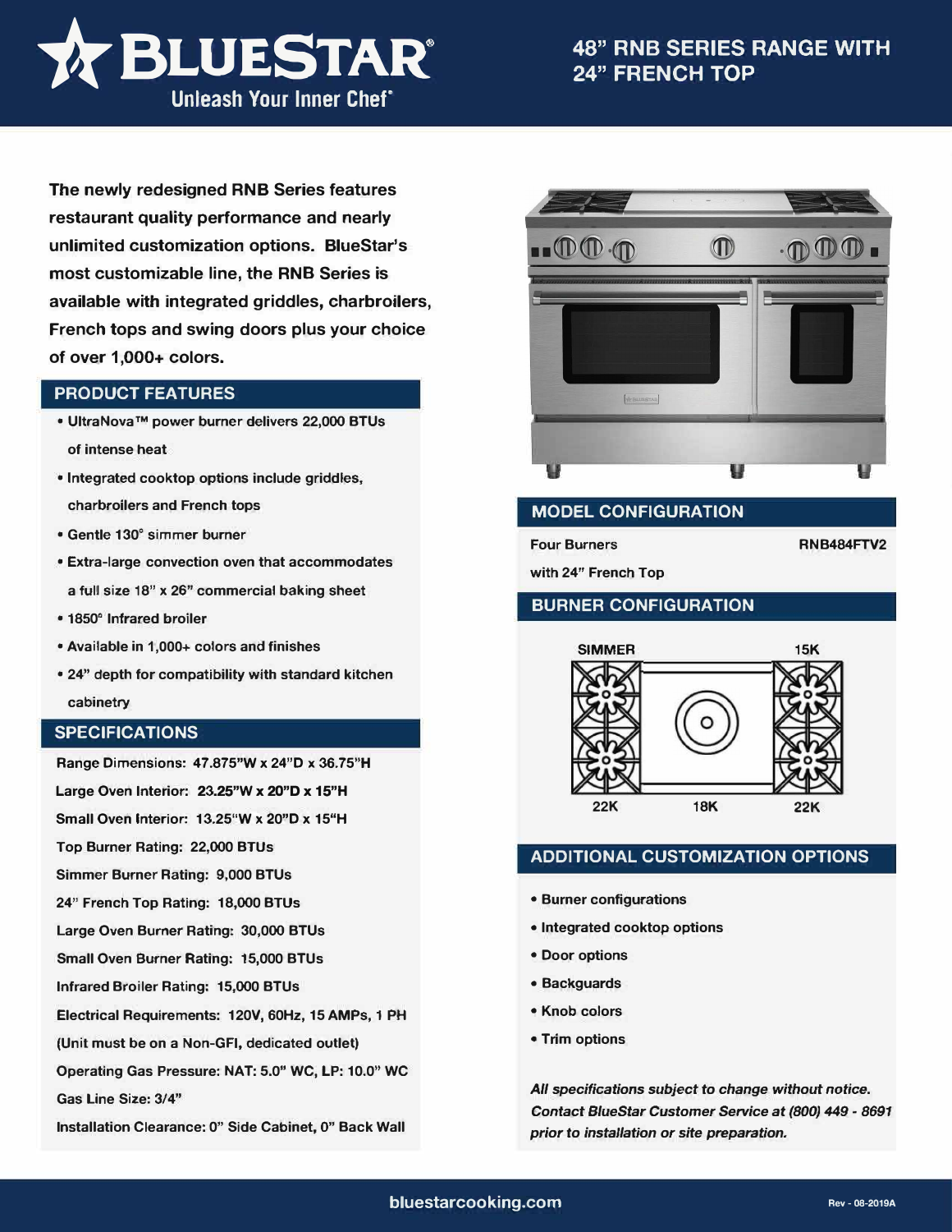# BLUESTAR®

Unleash Your Inner Chef®

## 48" RNB SERIES RANGE WITH 24" FRENCH TOP

**The newly redesigned RNB Series features restaurant quality performance and nearly unlimited customization options. BlueStar's most customizable line, the RNB Series is available with integrated griddles, charbroilers, French tops and swing doors plus your choice of over 1,000+ colors.**

## PRODUCT FEATURES

- UltraNova™ power burner delivers 22,000 BTUs of intense heat
- Integrated cooktop options include griddles, charbroilers and French tops
- Gentle 130° simmer burner
- Extra-large convection oven that accommodates a full size 18" x 26" commercial baking sheet
- 1850° Infrared broiler
- Available in 1,000+ colors and finishes
- 24" depth for compatibility with standard kitchen cabinetry

## SPECIFICATIONS

Range Dimensions: 47.875"W x 24"D x 36.75"H

Large Oven Interior: 23.25"W x 20"D x 15"H

Small Oven Interior: 13.25"W x 20"D x 15"H

Top Burner Rating: 22,000 BTUs

Simmer Burner Rating: 9,000 BTUs

24" French Top Rating: 18,000 BTUs

Large Oven Burner Rating: 30,000 BTUs

Small Oven Burner Rating: 15,000 BTUs

Infrared Broiler Rating: 15,000 BTUs

Electrical Requirements: 120V, 60Hz, 15 AMPs, 1 PH (Unit must be on a Non-GFI, dedicated outlet)

Operating Gas Pressure: NAT: 5.0" WC, LP: 10.0" WC

Gas Line Size: 3/4"

Installation Clearance: 0" Side Cabinet, 0" Back Wall

## MODEL CONFIGURATION

| Four Burners with 24" French Top | RNB484FTV2 |
|---|---|

## BURNER CONFIGURATION

SIMMER | 15K

22K | 18K | 22K

## ADDITIONAL CUSTOMIZATION OPTIONS

- Burner configurations
- Integrated cooktop options
- Door options
- Backguards
- Knob colors
- Trim options

*All specifications subject to change without notice. Contact BlueStar Customer Service at (800) 449 - 8691 prior to installation or site preparation.*

bluestarcooking.com

Rev - 08-2019A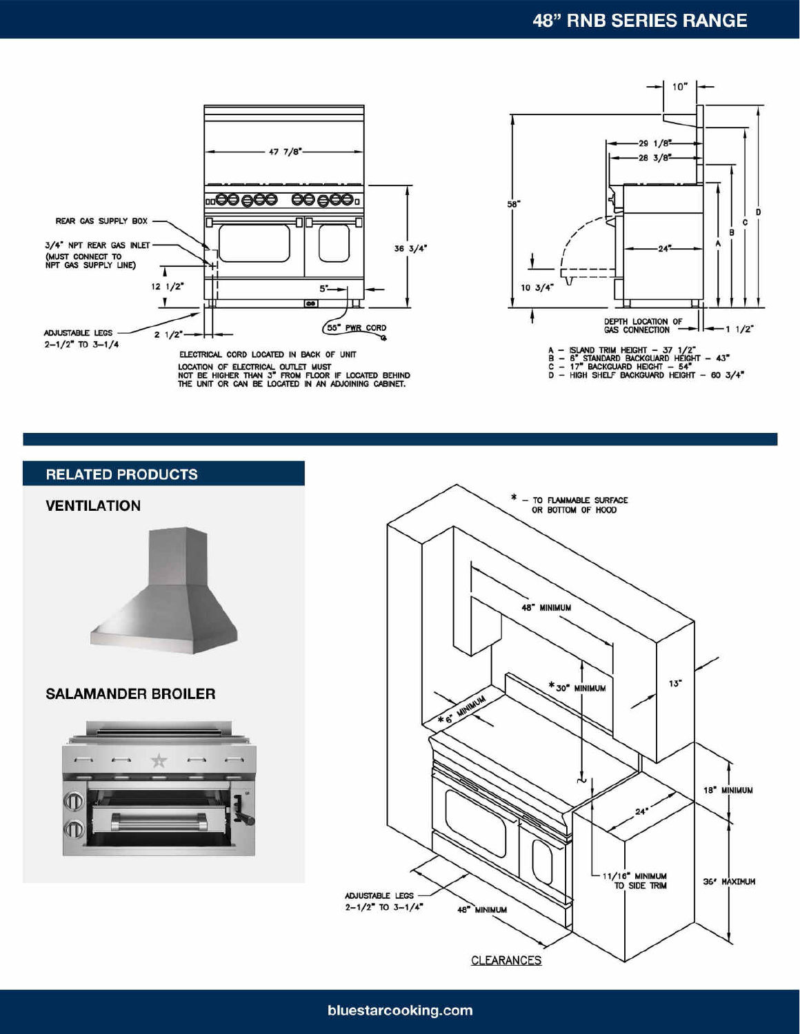# 48" RNB SERIES RANGE

47 7/8"

REAR GAS SUPPLY BOX

3/4" NPT REAR GAS INLET (MUST CONNECT TO NPT GAS SUPPLY LINE)

12 1/2"

36 3/4"

5"

ADJUSTABLE LEGS 2-1/2" TO 3-1/4

2 1/2"

55" PWR CORD

ELECTRICAL CORD LOCATED IN BACK OF UNIT

LOCATION OF ELECTRICAL OUTLET MUST NOT BE HIGHER THAN 3" FROM FLOOR IF LOCATED BEHIND THE UNIT OR CAN BE LOCATED IN AN ADJOINING CABINET.

10"

29 1/8"

28 3/8"

58"

24"

10 3/4"

DEPTH LOCATION OF GAS CONNECTION

1 1/2"

A – ISLAND TRIM HEIGHT – 37 1/2"
B – 6" STANDARD BACKGUARD HEIGHT – 43"
C – 17" BACKGUARD HEIGHT – 54"
D – HIGH SHELF BACKGUARD HEIGHT – 60 3/4"

## RELATED PRODUCTS

### VENTILATION

### SALAMANDER BROILER

\* – TO FLAMMABLE SURFACE OR BOTTOM OF HOOD

48" MINIMUM

\*30" MINIMUM

13"

\*6" MINIMUM

18" MINIMUM

24"

11/16" MINIMUM TO SIDE TRIM

36" MAXIMUM

ADJUSTABLE LEGS 2-1/2" TO 3-1/4"

48" MINIMUM

CLEARANCES